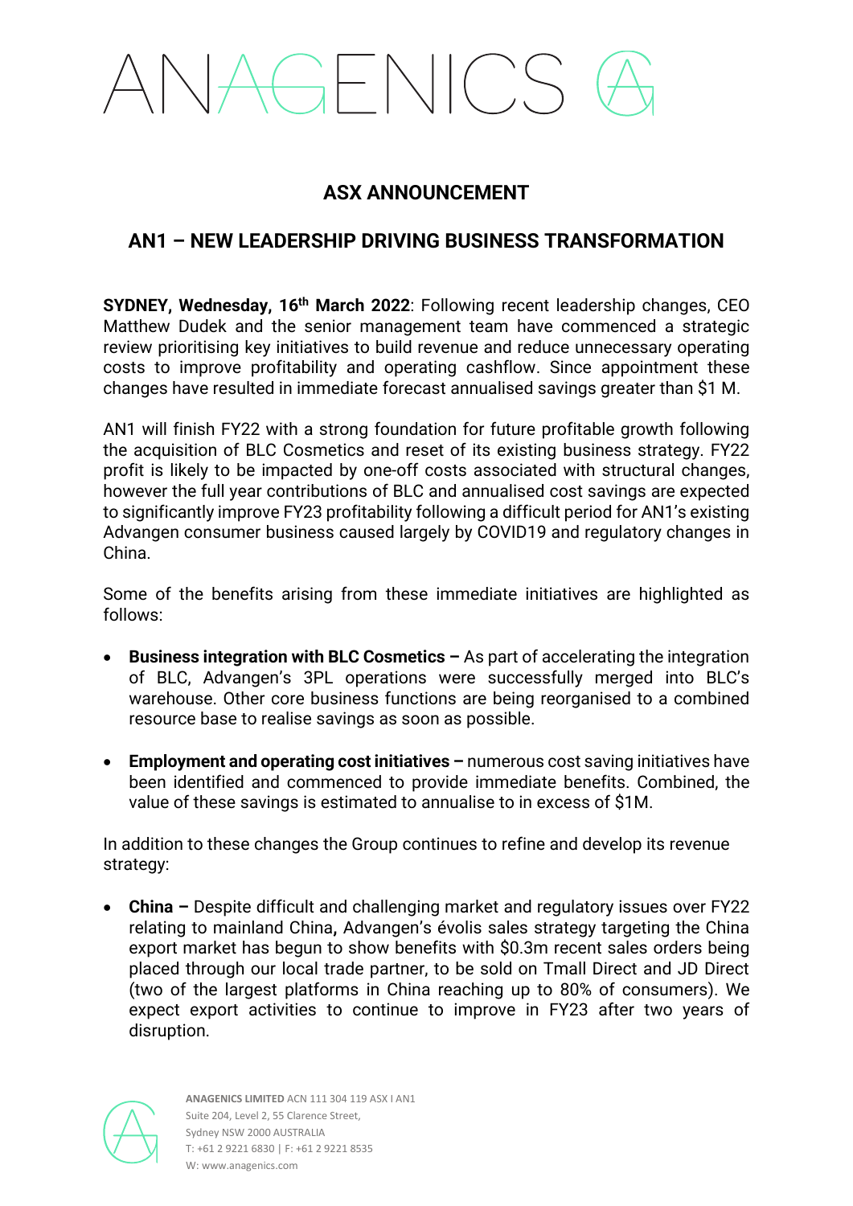# ANAGENICS

## ASX ANNOUNCEMENT

## AN1 – NEW LEADERSHIP DRIVING BUSINESS TRANSFORMATION

**SYDNEY, Wednesday, 16th March 2022**: Following recent leadership changes, CEO Matthew Dudek and the senior management team have commenced a strategic review prioritising key initiatives to build revenue and reduce unnecessary operating costs to improve profitability and operating cashflow. Since appointment these changes have resulted in immediate forecast annualised savings greater than $1 M.

AN1 will finish FY22 with a strong foundation for future profitable growth following the acquisition of BLC Cosmetics and reset of its existing business strategy. FY22 profit is likely to be impacted by one-off costs associated with structural changes, however the full year contributions of BLC and annualised cost savings are expected to significantly improve FY23 profitability following a difficult period for AN1's existing Advangen consumer business caused largely by COVID19 and regulatory changes in China.

Some of the benefits arising from these immediate initiatives are highlighted as follows:

- **Business integration with BLC Cosmetics –** As part of accelerating the integration of BLC, Advangen's 3PL operations were successfully merged into BLC's warehouse. Other core business functions are being reorganised to a combined resource base to realise savings as soon as possible.
- **Employment and operating cost initiatives –** numerous cost saving initiatives have been identified and commenced to provide immediate benefits. Combined, the value of these savings is estimated to annualise to in excess of $1M.

In addition to these changes the Group continues to refine and develop its revenue strategy:

- **China –** Despite difficult and challenging market and regulatory issues over FY22 relating to mainland China**,** Advangen's évolis sales strategy targeting the China export market has begun to show benefits with $0.3m recent sales orders being placed through our local trade partner, to be sold on Tmall Direct and JD Direct (two of the largest platforms in China reaching up to 80% of consumers). We expect export activities to continue to improve in FY23 after two years of disruption.

**ANAGENICS LIMITED** ACN 111 304 119 ASX I AN1
Suite 204, Level 2, 55 Clarence Street,
Sydney NSW 2000 AUSTRALIA
T: +61 2 9221 6830 | F: +61 2 9221 8535
W: www.anagenics.com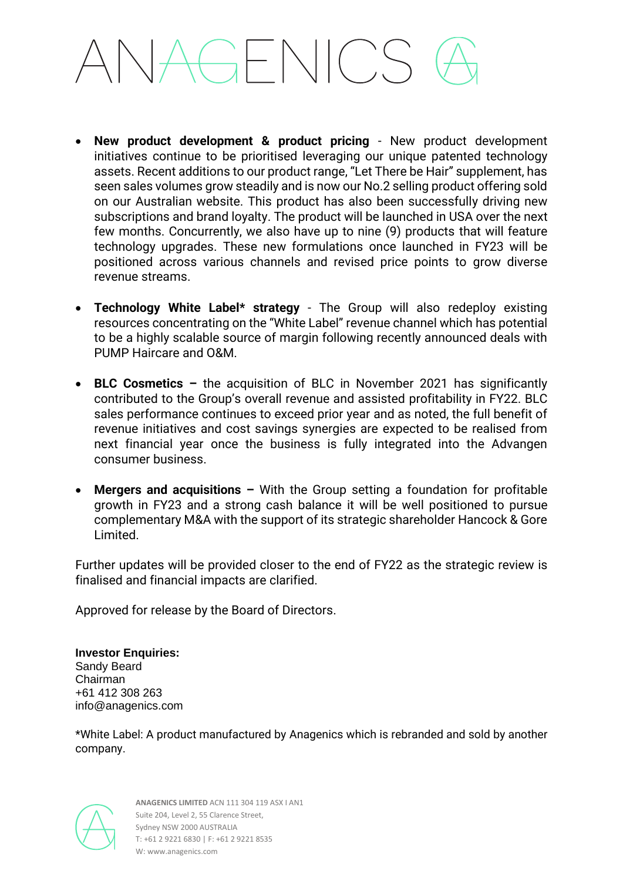- **New product development & product pricing** - New product development initiatives continue to be prioritised leveraging our unique patented technology assets. Recent additions to our product range, "Let There be Hair" supplement, has seen sales volumes grow steadily and is now our No.2 selling product offering sold on our Australian website. This product has also been successfully driving new subscriptions and brand loyalty. The product will be launched in USA over the next few months. Concurrently, we also have up to nine (9) products that will feature technology upgrades. These new formulations once launched in FY23 will be positioned across various channels and revised price points to grow diverse revenue streams.

- **Technology White Label* strategy** - The Group will also redeploy existing resources concentrating on the "White Label" revenue channel which has potential to be a highly scalable source of margin following recently announced deals with PUMP Haircare and O&M.

- **BLC Cosmetics –** the acquisition of BLC in November 2021 has significantly contributed to the Group's overall revenue and assisted profitability in FY22. BLC sales performance continues to exceed prior year and as noted, the full benefit of revenue initiatives and cost savings synergies are expected to be realised from next financial year once the business is fully integrated into the Advangen consumer business.

- **Mergers and acquisitions –** With the Group setting a foundation for profitable growth in FY23 and a strong cash balance it will be well positioned to pursue complementary M&A with the support of its strategic shareholder Hancock & Gore Limited.

Further updates will be provided closer to the end of FY22 as the strategic review is finalised and financial impacts are clarified.

Approved for release by the Board of Directors.

**Investor Enquiries:**
Sandy Beard
Chairman
+61 412 308 263
info@anagenics.com

*White Label: A product manufactured by Anagenics which is rebranded and sold by another company.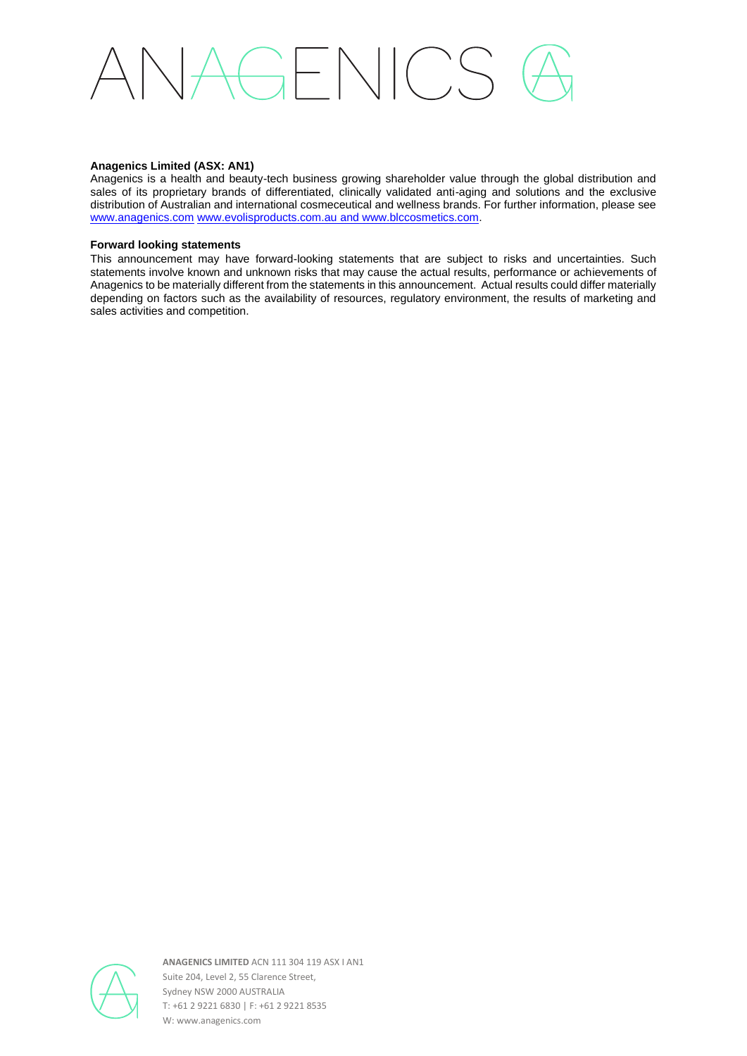**Anagenics Limited (ASX: AN1)**

Anagenics is a health and beauty-tech business growing shareholder value through the global distribution and sales of its proprietary brands of differentiated, clinically validated anti-aging and solutions and the exclusive distribution of Australian and international cosmeceutical and wellness brands. For further information, please see www.anagenics.com www.evolisproducts.com.au and www.blccosmetics.com.

**Forward looking statements**

This announcement may have forward-looking statements that are subject to risks and uncertainties. Such statements involve known and unknown risks that may cause the actual results, performance or achievements of Anagenics to be materially different from the statements in this announcement. Actual results could differ materially depending on factors such as the availability of resources, regulatory environment, the results of marketing and sales activities and competition.

**ANAGENICS LIMITED** ACN 111 304 119 ASX I AN1
Suite 204, Level 2, 55 Clarence Street,
Sydney NSW 2000 AUSTRALIA
T: +61 2 9221 6830 | F: +61 2 9221 8535
W: www.anagenics.com